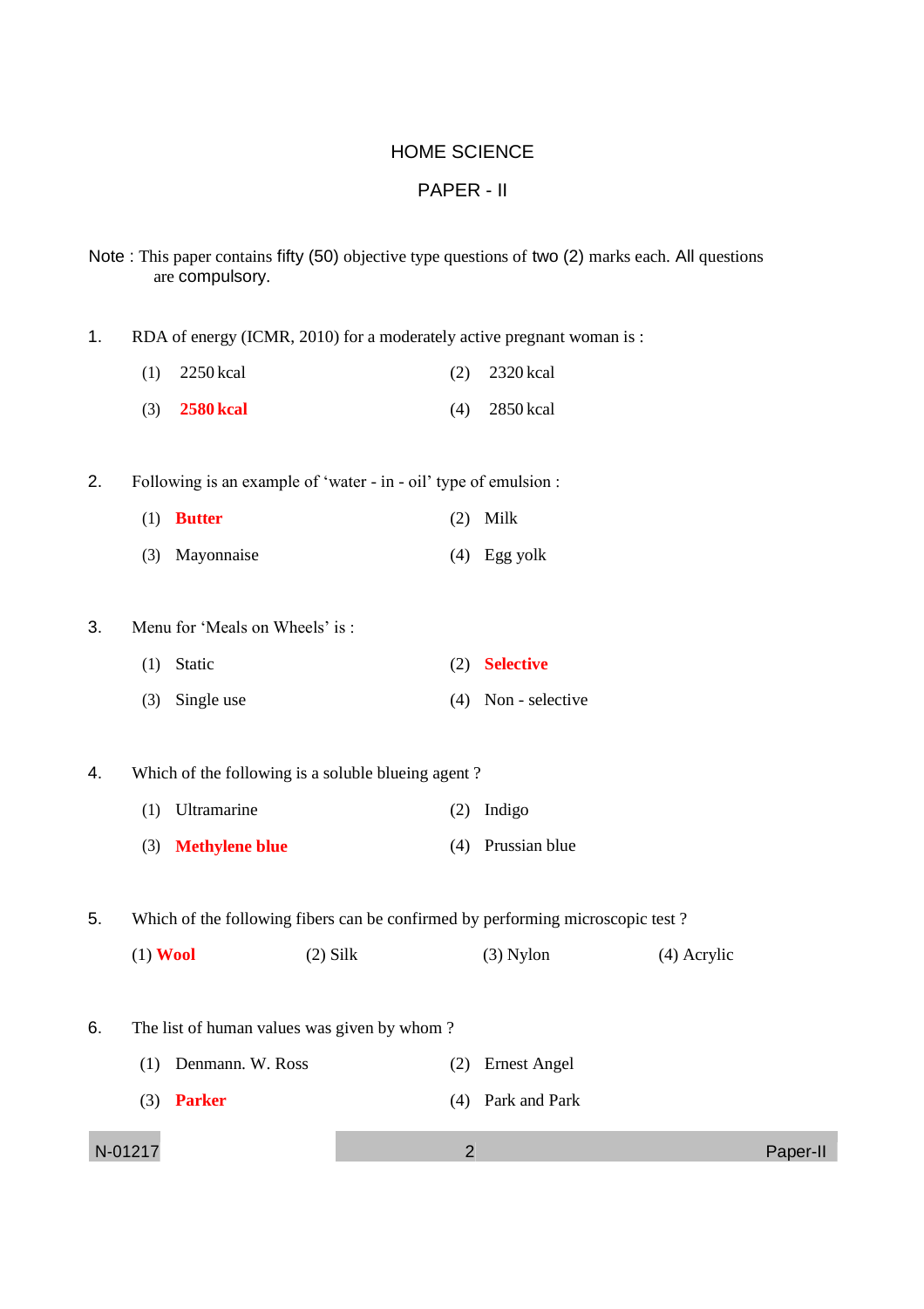# HOME SCIENCE

## PAPER - II

Note : This paper contains fifty (50) objective type questions of two (2) marks each. All questions are compulsory.

1. RDA of energy (ICMR, 2010) for a moderately active pregnant woman is :
   (1) 2250 kcal
   (2) 2320 kcal
   (3) **2580 kcal**
   (4) 2850 kcal

2. Following is an example of 'water - in - oil' type of emulsion :
   (1) **Butter**
   (2) Milk
   (3) Mayonnaise
   (4) Egg yolk

3. Menu for 'Meals on Wheels' is :
   (1) Static
   (2) **Selective**
   (3) Single use
   (4) Non - selective

4. Which of the following is a soluble blueing agent ?
   (1) Ultramarine
   (2) Indigo
   (3) **Methylene blue**
   (4) Prussian blue

5. Which of the following fibers can be confirmed by performing microscopic test ?
   (1) **Wool**
   (2) Silk
   (3) Nylon
   (4) Acrylic

6. The list of human values was given by whom ?
   (1) Denmann. W. Ross
   (2) Ernest Angel
   (3) **Parker**
   (4) Park and Park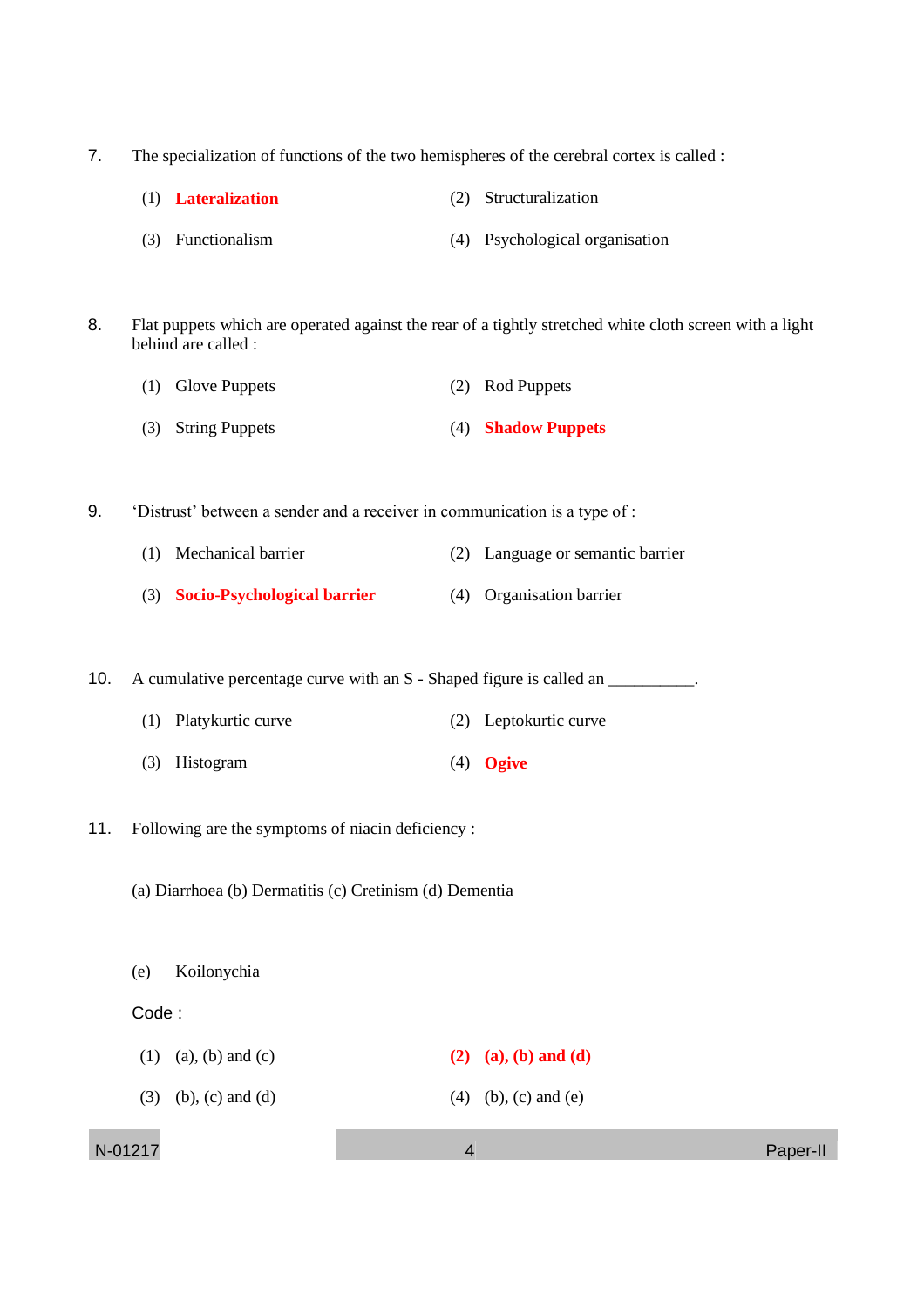7. The specialization of functions of the two hemispheres of the cerebral cortex is called :

   (1) **Lateralization**
   (2) Structuralization
   (3) Functionalism
   (4) Psychological organisation

8. Flat puppets which are operated against the rear of a tightly stretched white cloth screen with a light behind are called :

   (1) Glove Puppets
   (2) Rod Puppets
   (3) String Puppets
   (4) **Shadow Puppets**

9. 'Distrust' between a sender and a receiver in communication is a type of :

   (1) Mechanical barrier
   (2) Language or semantic barrier
   (3) **Socio-Psychological barrier**
   (4) Organisation barrier

10. A cumulative percentage curve with an S - Shaped figure is called an __________.

    (1) Platykurtic curve
    (2) Leptokurtic curve
    (3) Histogram
    (4) **Ogive**

11. Following are the symptoms of niacin deficiency :

    (a) Diarrhoea (b) Dermatitis (c) Cretinism (d) Dementia

    (e) Koilonychia

    Code :

    (1) (a), (b) and (c)
    (2) **(a), (b) and (d)**
    (3) (b), (c) and (d)
    (4) (b), (c) and (e)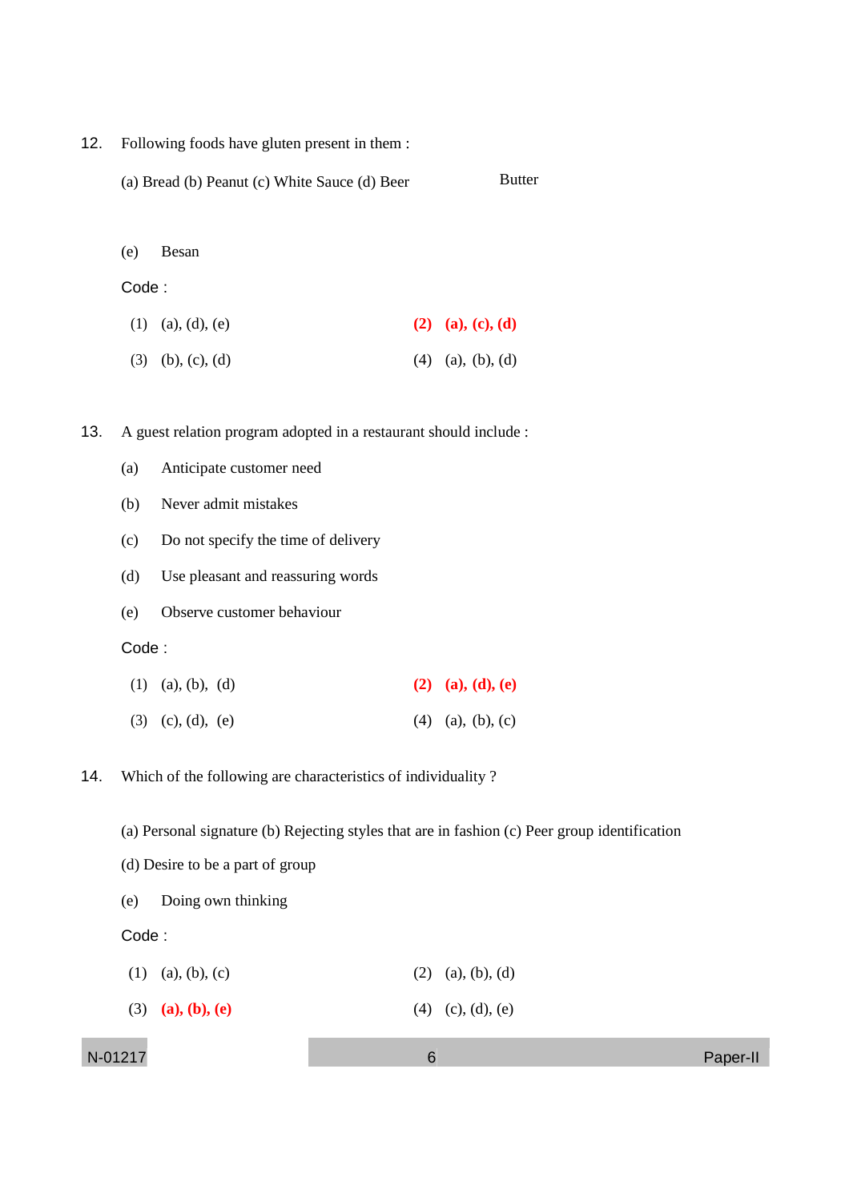12. Following foods have gluten present in them :

    (a) Bread (b) Peanut (c) White Sauce (d) Beer Butter

    (e) Besan

    Code :

    (1) (a), (d), (e) **(2) (a), (c), (d)**

    (3) (b), (c), (d) (4) (a), (b), (d)

13. A guest relation program adopted in a restaurant should include :

    (a) Anticipate customer need

    (b) Never admit mistakes

    (c) Do not specify the time of delivery

    (d) Use pleasant and reassuring words

    (e) Observe customer behaviour

    Code :

    (1) (a), (b), (d) **(2) (a), (d), (e)**

    (3) (c), (d), (e) (4) (a), (b), (c)

14. Which of the following are characteristics of individuality ?

    (a) Personal signature (b) Rejecting styles that are in fashion (c) Peer group identification

    (d) Desire to be a part of group

    (e) Doing own thinking

    Code :

    (1) (a), (b), (c) (2) (a), (b), (d)

    (3) **(a), (b), (e)** (4) (c), (d), (e)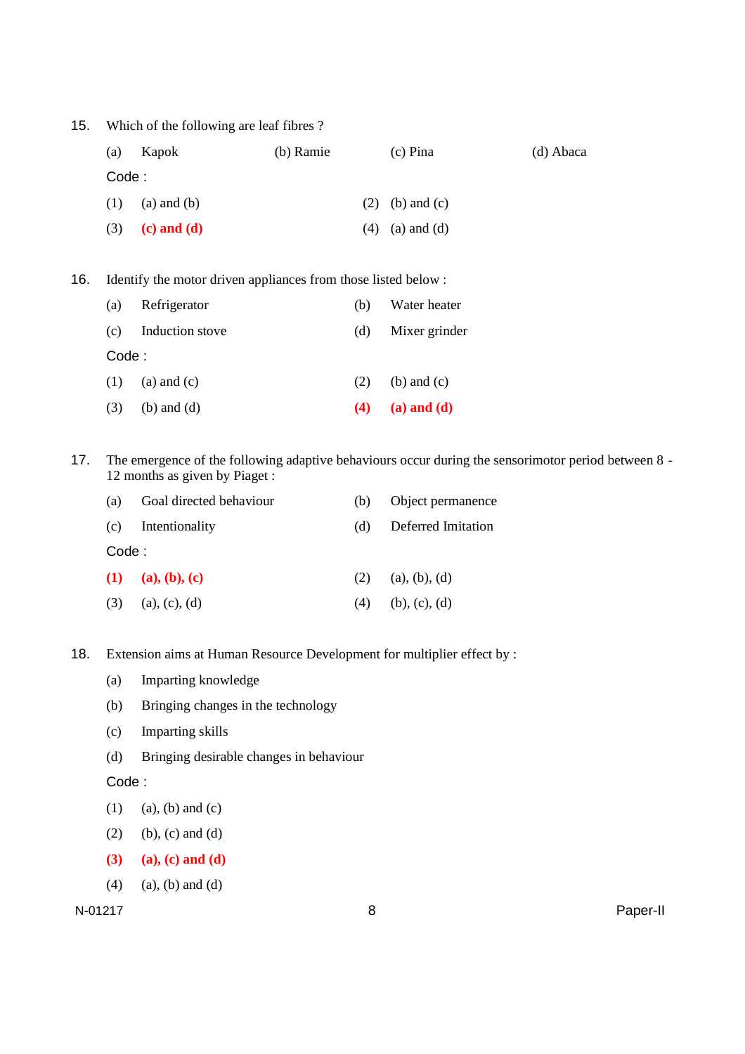15. Which of the following are leaf fibres ?

    (a) Kapok (b) Ramie (c) Pina (d) Abaca

    Code :

    (1) (a) and (b) (2) (b) and (c)

    (3) **(c) and (d)** (4) (a) and (d)

16. Identify the motor driven appliances from those listed below :

    (a) Refrigerator (b) Water heater

    (c) Induction stove (d) Mixer grinder

    Code :

    (1) (a) and (c) (2) (b) and (c)

    (3) (b) and (d) **(4) (a) and (d)**

17. The emergence of the following adaptive behaviours occur during the sensorimotor period between 8 - 12 months as given by Piaget :

    (a) Goal directed behaviour (b) Object permanence

    (c) Intentionality (d) Deferred Imitation

    Code :

    **(1) (a), (b), (c)** (2) (a), (b), (d)

    (3) (a), (c), (d) (4) (b), (c), (d)

18. Extension aims at Human Resource Development for multiplier effect by :

    (a) Imparting knowledge

    (b) Bringing changes in the technology

    (c) Imparting skills

    (d) Bringing desirable changes in behaviour

    Code :

    (1) (a), (b) and (c)

    (2) (b), (c) and (d)

    **(3) (a), (c) and (d)**

    (4) (a), (b) and (d)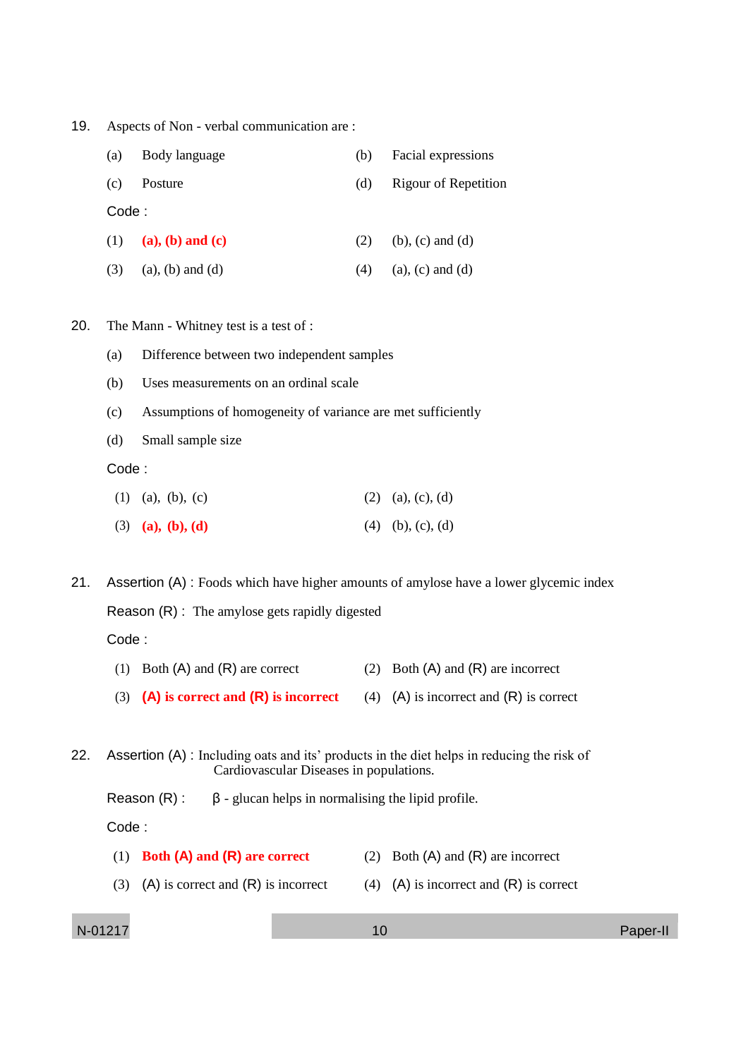19. Aspects of Non - verbal communication are :

(a) Body language
(b) Facial expressions
(c) Posture
(d) Rigour of Repetition

Code :

(1) **(a), (b) and (c)**
(2) (b), (c) and (d)
(3) (a), (b) and (d)
(4) (a), (c) and (d)

20. The Mann - Whitney test is a test of :

(a) Difference between two independent samples
(b) Uses measurements on an ordinal scale
(c) Assumptions of homogeneity of variance are met sufficiently
(d) Small sample size

Code :

(1) (a), (b), (c)
(2) (a), (c), (d)
(3) **(a), (b), (d)**
(4) (b), (c), (d)

21. Assertion (A) : Foods which have higher amounts of amylose have a lower glycemic index

Reason (R) : The amylose gets rapidly digested

Code :

(1) Both (A) and (R) are correct
(2) Both (A) and (R) are incorrect
(3) **(A) is correct and (R) is incorrect**
(4) (A) is incorrect and (R) is correct

22. Assertion (A) : Including oats and its' products in the diet helps in reducing the risk of Cardiovascular Diseases in populations.

Reason (R) : $\beta$ - glucan helps in normalising the lipid profile.

Code :

(1) **Both (A) and (R) are correct**
(2) Both (A) and (R) are incorrect
(3) (A) is correct and (R) is incorrect
(4) (A) is incorrect and (R) is correct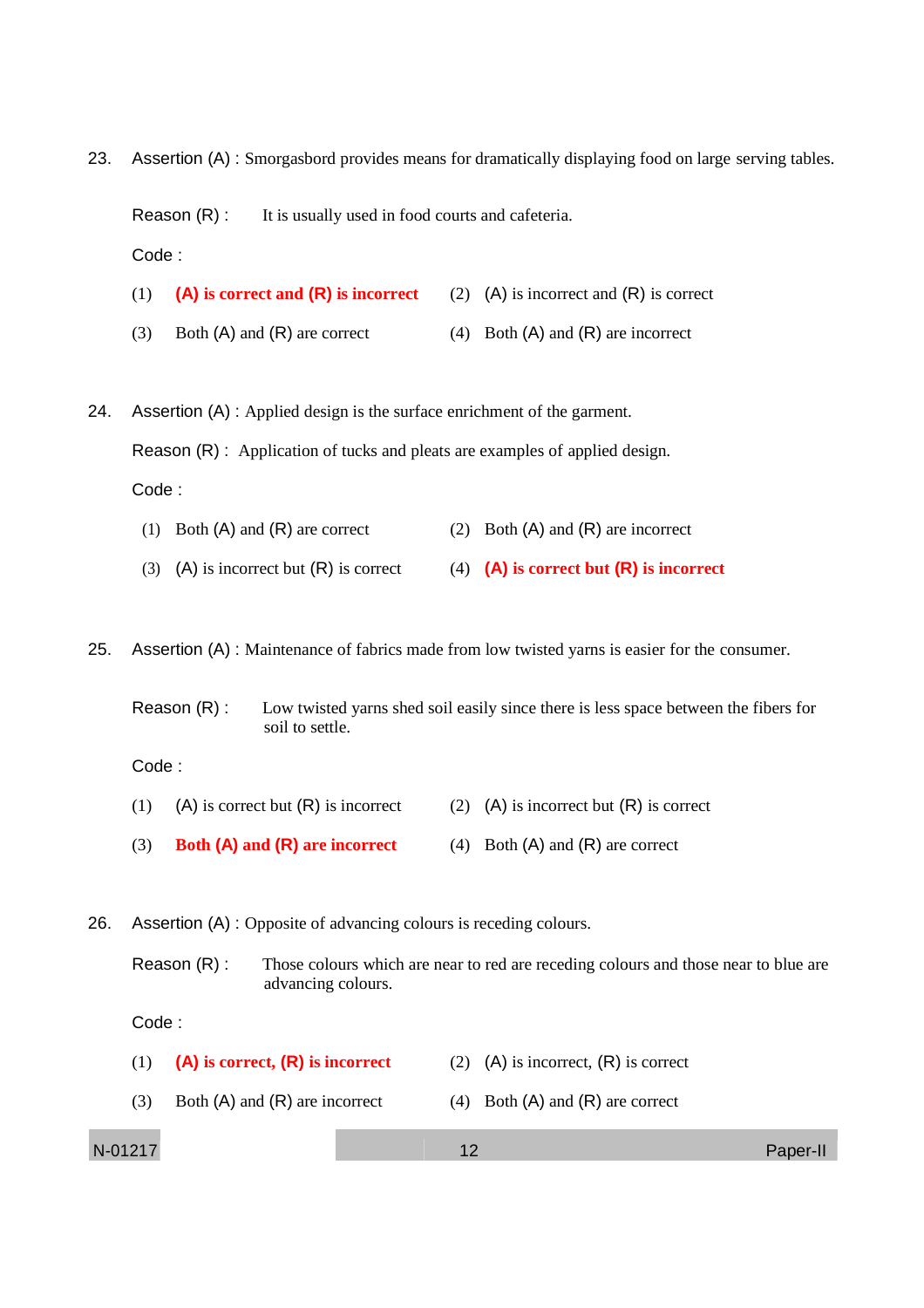23. Assertion (A) : Smorgasbord provides means for dramatically displaying food on large serving tables.

    Reason (R) : It is usually used in food courts and cafeteria.

    Code :

    (1) **(A) is correct and (R) is incorrect**
    (2) (A) is incorrect and (R) is correct
    (3) Both (A) and (R) are correct
    (4) Both (A) and (R) are incorrect

24. Assertion (A) : Applied design is the surface enrichment of the garment.

    Reason (R) : Application of tucks and pleats are examples of applied design.

    Code :

    (1) Both (A) and (R) are correct
    (2) Both (A) and (R) are incorrect
    (3) (A) is incorrect but (R) is correct
    (4) **(A) is correct but (R) is incorrect**

25. Assertion (A) : Maintenance of fabrics made from low twisted yarns is easier for the consumer.

    Reason (R) : Low twisted yarns shed soil easily since there is less space between the fibers for soil to settle.

    Code :

    (1) (A) is correct but (R) is incorrect
    (2) (A) is incorrect but (R) is correct
    (3) **Both (A) and (R) are incorrect**
    (4) Both (A) and (R) are correct

26. Assertion (A) : Opposite of advancing colours is receding colours.

    Reason (R) : Those colours which are near to red are receding colours and those near to blue are advancing colours.

    Code :

    (1) **(A) is correct, (R) is incorrect**
    (2) (A) is incorrect, (R) is correct
    (3) Both (A) and (R) are incorrect
    (4) Both (A) and (R) are correct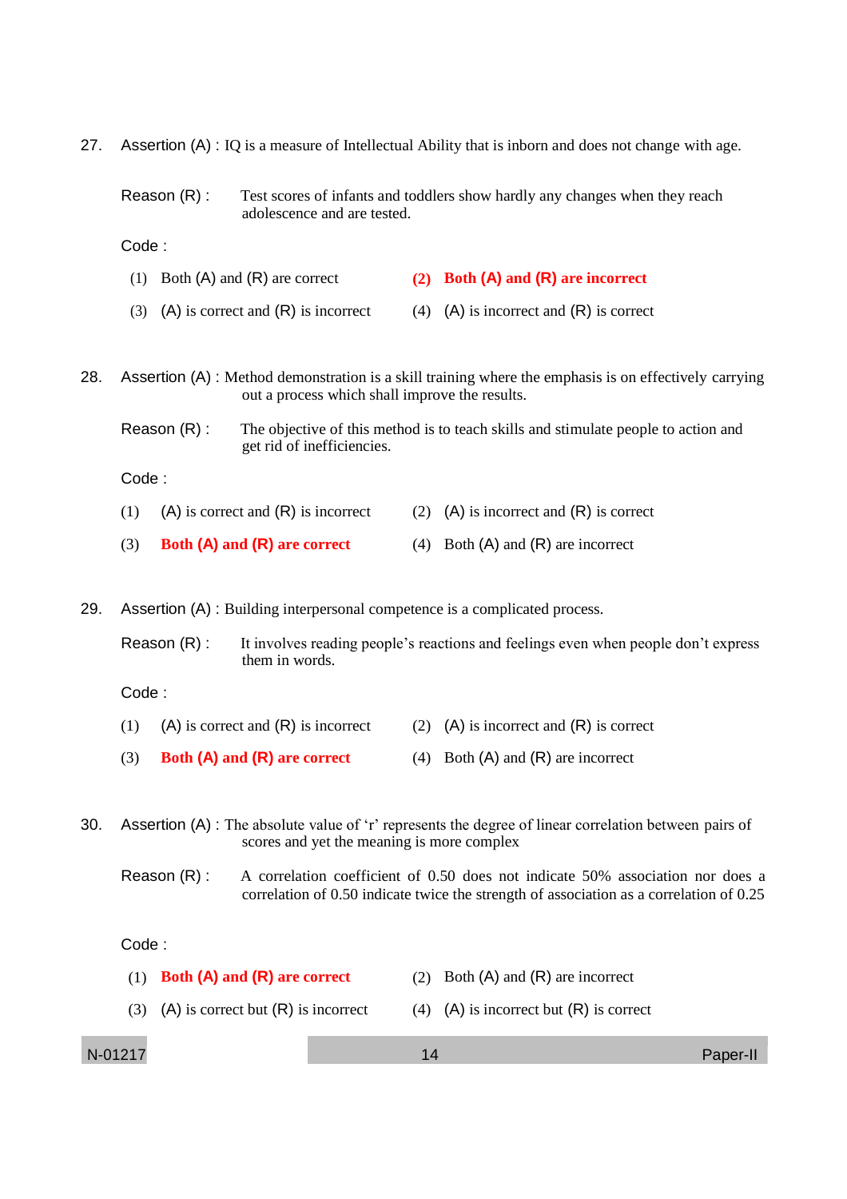27. Assertion (A) : IQ is a measure of Intellectual Ability that is inborn and does not change with age.

    Reason (R) : Test scores of infants and toddlers show hardly any changes when they reach adolescence and are tested.

    Code :

    (1) Both (A) and (R) are correct
    **(2) Both (A) and (R) are incorrect**
    (3) (A) is correct and (R) is incorrect
    (4) (A) is incorrect and (R) is correct

28. Assertion (A) : Method demonstration is a skill training where the emphasis is on effectively carrying out a process which shall improve the results.

    Reason (R) : The objective of this method is to teach skills and stimulate people to action and get rid of inefficiencies.

    Code :

    (1) (A) is correct and (R) is incorrect
    (2) (A) is incorrect and (R) is correct
    **(3) Both (A) and (R) are correct**
    (4) Both (A) and (R) are incorrect

29. Assertion (A) : Building interpersonal competence is a complicated process.

    Reason (R) : It involves reading people's reactions and feelings even when people don't express them in words.

    Code :

    (1) (A) is correct and (R) is incorrect
    (2) (A) is incorrect and (R) is correct
    **(3) Both (A) and (R) are correct**
    (4) Both (A) and (R) are incorrect

30. Assertion (A) : The absolute value of 'r' represents the degree of linear correlation between pairs of scores and yet the meaning is more complex

    Reason (R) : A correlation coefficient of 0.50 does not indicate 50% association nor does a correlation of 0.50 indicate twice the strength of association as a correlation of 0.25

    Code :

    **(1) Both (A) and (R) are correct**
    (2) Both (A) and (R) are incorrect
    (3) (A) is correct but (R) is incorrect
    (4) (A) is incorrect but (R) is correct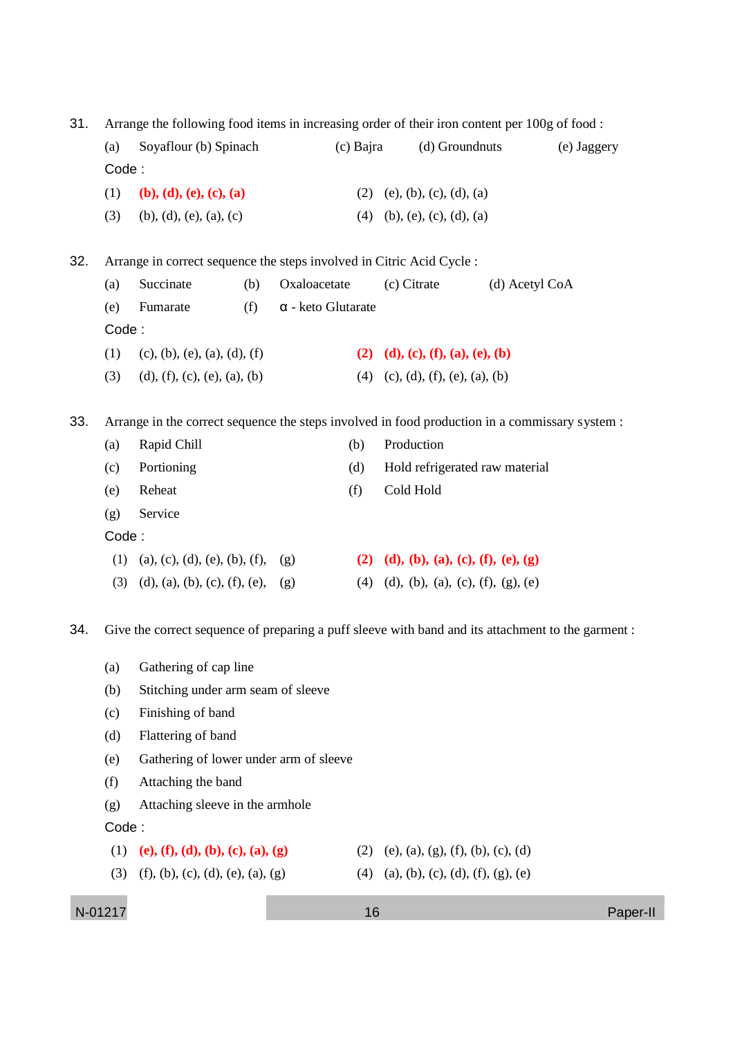31. Arrange the following food items in increasing order of their iron content per 100g of food :

    (a) Soyaflour (b) Spinach (c) Bajra (d) Groundnuts (e) Jaggery

    Code :

    (1) **(b), (d), (e), (c), (a)**
    (2) (e), (b), (c), (d), (a)
    (3) (b), (d), (e), (a), (c)
    (4) (b), (e), (c), (d), (a)

32. Arrange in correct sequence the steps involved in Citric Acid Cycle :

    (a) Succinate (b) Oxaloacetate (c) Citrate (d) Acetyl CoA
    (e) Fumarate (f) α - keto Glutarate

    Code :

    (1) (c), (b), (e), (a), (d), (f)
    (2) **(d), (c), (f), (a), (e), (b)**
    (3) (d), (f), (c), (e), (a), (b)
    (4) (c), (d), (f), (e), (a), (b)

33. Arrange in the correct sequence the steps involved in food production in a commissary system :

    (a) Rapid Chill
    (b) Production
    (c) Portioning
    (d) Hold refrigerated raw material
    (e) Reheat
    (f) Cold Hold
    (g) Service

    Code :

    (1) (a), (c), (d), (e), (b), (f), (g)
    (2) **(d), (b), (a), (c), (f), (e), (g)**
    (3) (d), (a), (b), (c), (f), (e), (g)
    (4) (d), (b), (a), (c), (f), (g), (e)

34. Give the correct sequence of preparing a puff sleeve with band and its attachment to the garment :

    (a) Gathering of cap line
    (b) Stitching under arm seam of sleeve
    (c) Finishing of band
    (d) Flattering of band
    (e) Gathering of lower under arm of sleeve
    (f) Attaching the band
    (g) Attaching sleeve in the armhole

    Code :

    (1) **(e), (f), (d), (b), (c), (a), (g)**
    (2) (e), (a), (g), (f), (b), (c), (d)
    (3) (f), (b), (c), (d), (e), (a), (g)
    (4) (a), (b), (c), (d), (f), (g), (e)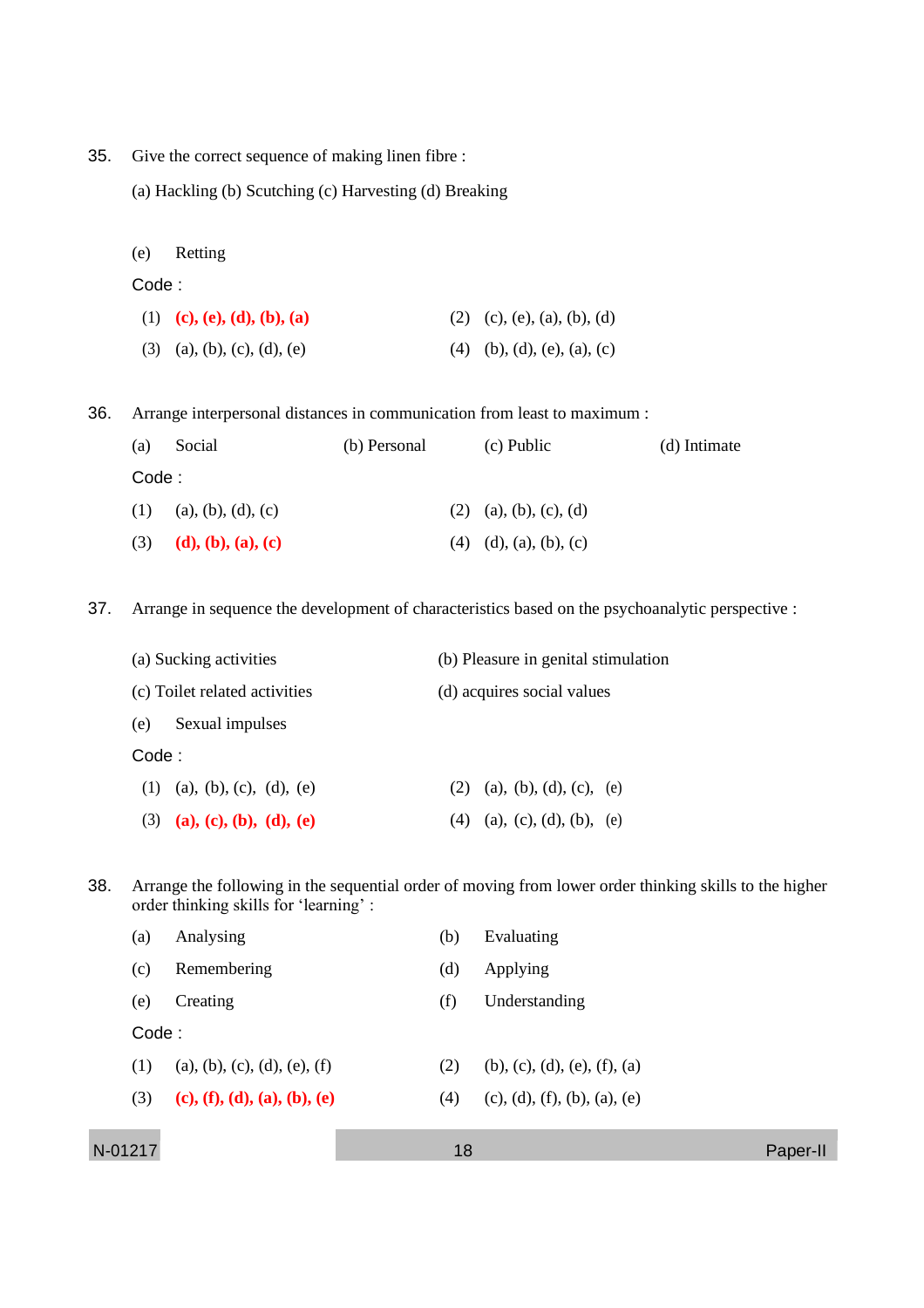35. Give the correct sequence of making linen fibre :

(a) Hackling (b) Scutching (c) Harvesting (d) Breaking

(e) Retting

Code :

(1) **(c), (e), (d), (b), (a)**
(2) (c), (e), (a), (b), (d)
(3) (a), (b), (c), (d), (e)
(4) (b), (d), (e), (a), (c)

36. Arrange interpersonal distances in communication from least to maximum :

(a) Social (b) Personal (c) Public (d) Intimate

Code :

(1) (a), (b), (d), (c)
(2) (a), (b), (c), (d)
(3) **(d), (b), (a), (c)**
(4) (d), (a), (b), (c)

37. Arrange in sequence the development of characteristics based on the psychoanalytic perspective :

(a) Sucking activities
(b) Pleasure in genital stimulation
(c) Toilet related activities
(d) acquires social values
(e) Sexual impulses

Code :

(1) (a), (b), (c), (d), (e)
(2) (a), (b), (d), (c), (e)
(3) **(a), (c), (b), (d), (e)**
(4) (a), (c), (d), (b), (e)

38. Arrange the following in the sequential order of moving from lower order thinking skills to the higher order thinking skills for 'learning' :

(a) Analysing
(b) Evaluating
(c) Remembering
(d) Applying
(e) Creating
(f) Understanding

Code :

(1) (a), (b), (c), (d), (e), (f)
(2) (b), (c), (d), (e), (f), (a)
(3) **(c), (f), (d), (a), (b), (e)**
(4) (c), (d), (f), (b), (a), (e)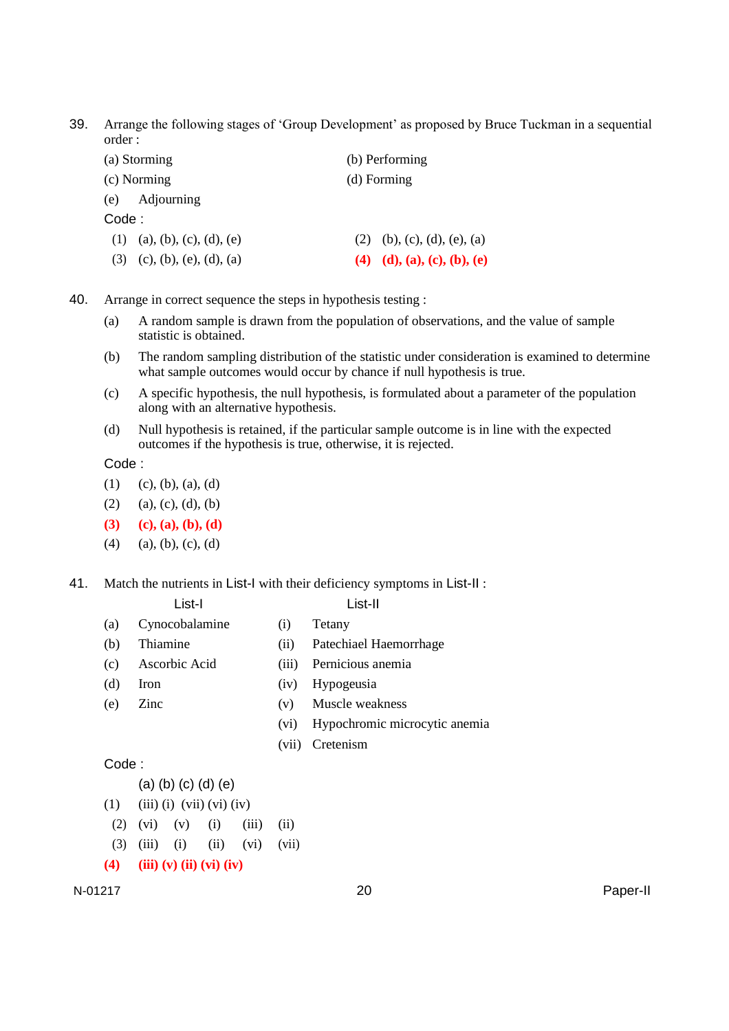39. Arrange the following stages of 'Group Development' as proposed by Bruce Tuckman in a sequential order :

(a) Storming

(b) Performing

(c) Norming

(d) Forming

(e) Adjourning

Code :

(1) (a), (b), (c), (d), (e)

(2) (b), (c), (d), (e), (a)

(3) (c), (b), (e), (d), (a)

**(4) (d), (a), (c), (b), (e)**

40. Arrange in correct sequence the steps in hypothesis testing :

(a) A random sample is drawn from the population of observations, and the value of sample statistic is obtained.

(b) The random sampling distribution of the statistic under consideration is examined to determine what sample outcomes would occur by chance if null hypothesis is true.

(c) A specific hypothesis, the null hypothesis, is formulated about a parameter of the population along with an alternative hypothesis.

(d) Null hypothesis is retained, if the particular sample outcome is in line with the expected outcomes if the hypothesis is true, otherwise, it is rejected.

Code :

(1) (c), (b), (a), (d)

(2) (a), (c), (d), (b)

**(3) (c), (a), (b), (d)**

(4) (a), (b), (c), (d)

41. Match the nutrients in List-I with their deficiency symptoms in List-II :

| | List-I | | List-II |
|---|---|---|---|
| (a) | Cynocobalamine | (i) | Tetany |
| (b) | Thiamine | (ii) | Patechiael Haemorrhage |
| (c) | Ascorbic Acid | (iii) | Pernicious anemia |
| (d) | Iron | (iv) | Hypogeusia |
| (e) | Zinc | (v) | Muscle weakness |
| | | (vi) | Hypochromic microcytic anemia |
| | | (vii) | Cretenism |

Code :

| | (a) | (b) | (c) | (d) | (e) |
|---|---|---|---|---|---|
| (1) | (iii) | (i) | (vii) | (vi) | (iv) |
| (2) | (vi) | (v) | (i) | (iii) | (ii) |
| (3) | (iii) | (i) | (ii) | (vi) | (vii) |
| **(4)** | **(iii)** | **(v)** | **(ii)** | **(vi)** | **(iv)** |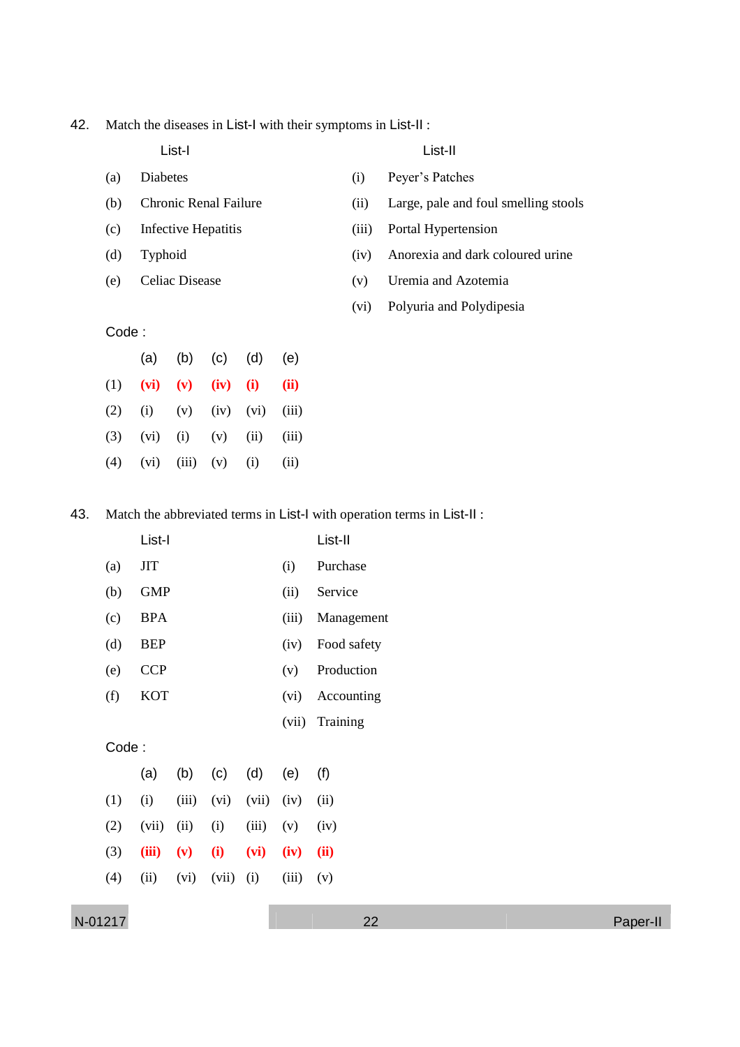42. Match the diseases in List-I with their symptoms in List-II :

| | List-I | | List-II |
|---|---|---|---|
| (a) | Diabetes | (i) | Peyer's Patches |
| (b) | Chronic Renal Failure | (ii) | Large, pale and foul smelling stools |
| (c) | Infective Hepatitis | (iii) | Portal Hypertension |
| (d) | Typhoid | (iv) | Anorexia and dark coloured urine |
| (e) | Celiac Disease | (v) | Uremia and Azotemia |
| | | (vi) | Polyuria and Polydipesia |

Code :

| | (a) | (b) | (c) | (d) | (e) |
|---|---|---|---|---|---|
| (1) | **(vi)** | **(v)** | **(iv)** | **(i)** | **(ii)** |
| (2) | (i) | (v) | (iv) | (vi) | (iii) |
| (3) | (vi) | (i) | (v) | (ii) | (iii) |
| (4) | (vi) | (iii) | (v) | (i) | (ii) |

43. Match the abbreviated terms in List-I with operation terms in List-II :

| | List-I | | List-II |
|---|---|---|---|
| (a) | JIT | (i) | Purchase |
| (b) | GMP | (ii) | Service |
| (c) | BPA | (iii) | Management |
| (d) | BEP | (iv) | Food safety |
| (e) | CCP | (v) | Production |
| (f) | KOT | (vi) | Accounting |
| | | (vii) | Training |

Code :

| | (a) | (b) | (c) | (d) | (e) | (f) |
|---|---|---|---|---|---|---|
| (1) | (i) | (iii) | (vi) | (vii) | (iv) | (ii) |
| (2) | (vii) | (ii) | (i) | (iii) | (v) | (iv) |
| (3) | **(iii)** | **(v)** | **(i)** | **(vi)** | **(iv)** | **(ii)** |
| (4) | (ii) | (vi) | (vii) | (i) | (iii) | (v) |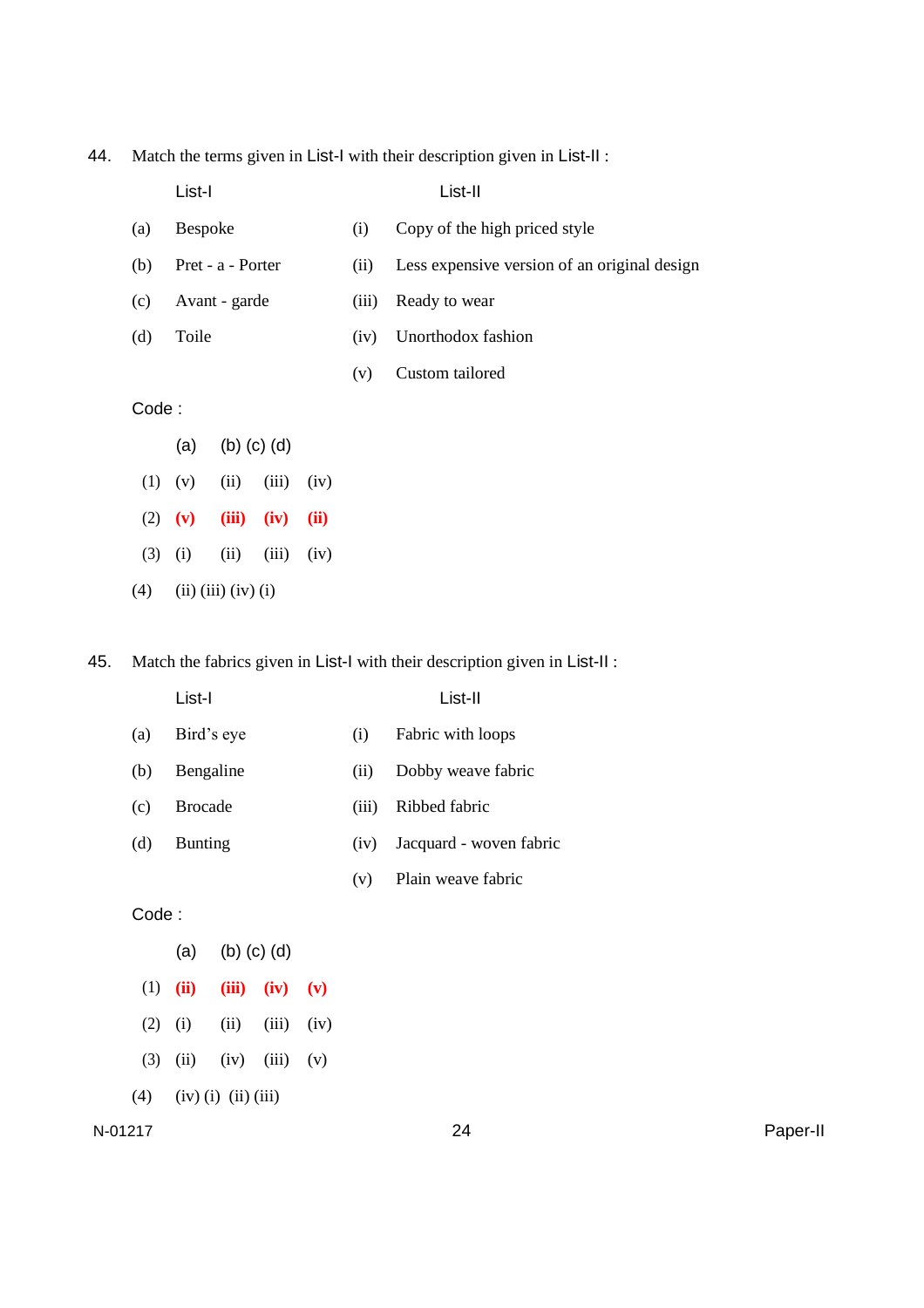44. Match the terms given in List-I with their description given in List-II :

| | List-I | | List-II |
|---|---|---|---|
| (a) | Bespoke | (i) | Copy of the high priced style |
| (b) | Pret - a - Porter | (ii) | Less expensive version of an original design |
| (c) | Avant - garde | (iii) | Ready to wear |
| (d) | Toile | (iv) | Unorthodox fashion |
| | | (v) | Custom tailored |

Code :

| | (a) | (b) | (c) | (d) |
|---|---|---|---|---|
| (1) | (v) | (ii) | (iii) | (iv) |
| (2) | **(v)** | **(iii)** | **(iv)** | **(ii)** |
| (3) | (i) | (ii) | (iii) | (iv) |
| (4) | (ii) | (iii) | (iv) | (i) |

45. Match the fabrics given in List-I with their description given in List-II :

| | List-I | | List-II |
|---|---|---|---|
| (a) | Bird's eye | (i) | Fabric with loops |
| (b) | Bengaline | (ii) | Dobby weave fabric |
| (c) | Brocade | (iii) | Ribbed fabric |
| (d) | Bunting | (iv) | Jacquard - woven fabric |
| | | (v) | Plain weave fabric |

Code :

| | (a) | (b) | (c) | (d) |
|---|---|---|---|---|
| (1) | **(ii)** | **(iii)** | **(iv)** | **(v)** |
| (2) | (i) | (ii) | (iii) | (iv) |
| (3) | (ii) | (iv) | (iii) | (v) |
| (4) | (iv) | (i) | (ii) | (iii) |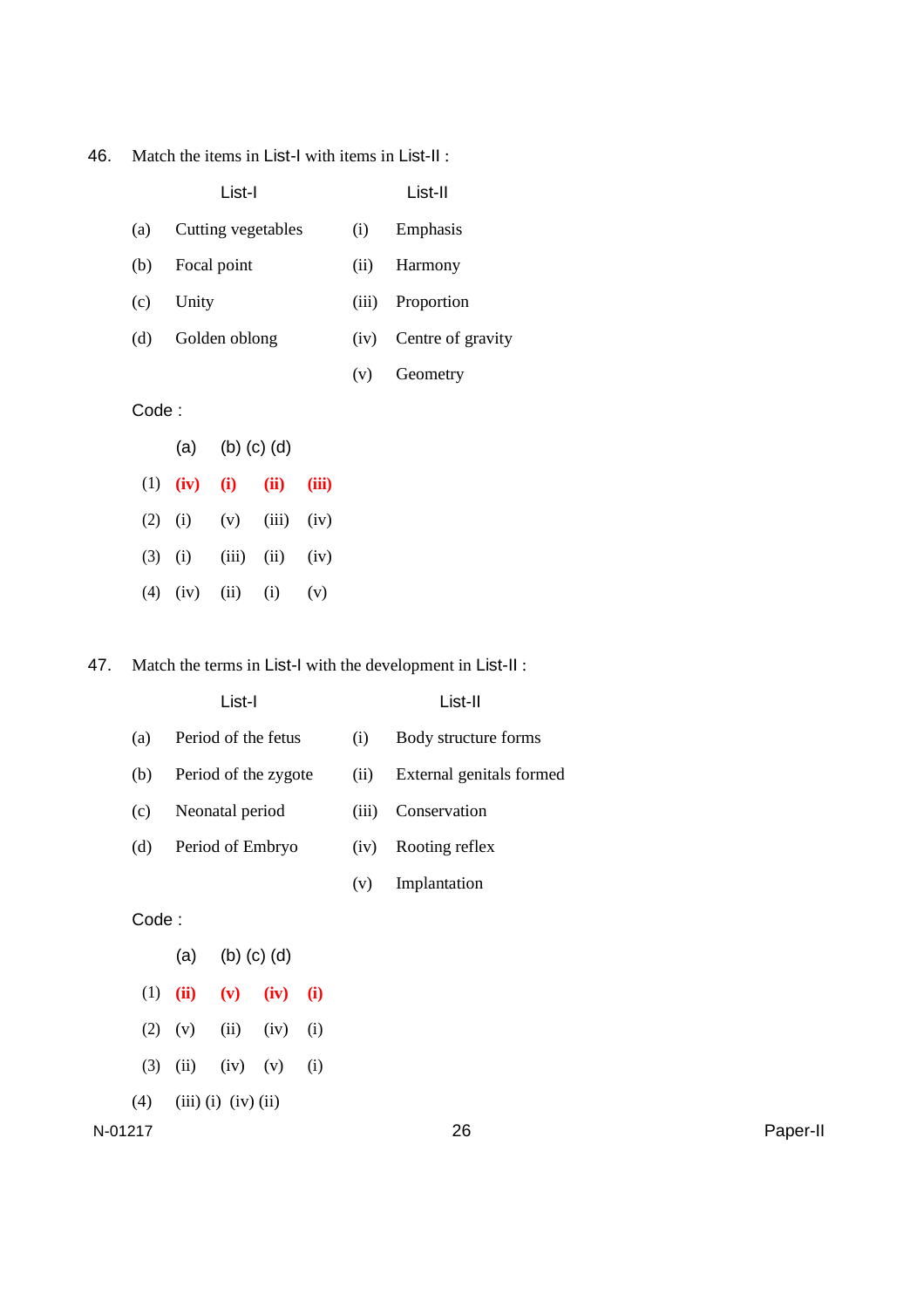46. Match the items in List-I with items in List-II :

| | List-I | | List-II |
|---|---|---|---|
| (a) | Cutting vegetables | (i) | Emphasis |
| (b) | Focal point | (ii) | Harmony |
| (c) | Unity | (iii) | Proportion |
| (d) | Golden oblong | (iv) | Centre of gravity |
| | | (v) | Geometry |

Code :

| | (a) | (b) | (c) | (d) |
|---|---|---|---|---|
| (1) | **(iv)** | **(i)** | **(ii)** | **(iii)** |
| (2) | (i) | (v) | (iii) | (iv) |
| (3) | (i) | (iii) | (ii) | (iv) |
| (4) | (iv) | (ii) | (i) | (v) |

47. Match the terms in List-I with the development in List-II :

| | List-I | | List-II |
|---|---|---|---|
| (a) | Period of the fetus | (i) | Body structure forms |
| (b) | Period of the zygote | (ii) | External genitals formed |
| (c) | Neonatal period | (iii) | Conservation |
| (d) | Period of Embryo | (iv) | Rooting reflex |
| | | (v) | Implantation |

Code :

| | (a) | (b) | (c) | (d) |
|---|---|---|---|---|
| (1) | **(ii)** | **(v)** | **(iv)** | **(i)** |
| (2) | (v) | (ii) | (iv) | (i) |
| (3) | (ii) | (iv) | (v) | (i) |
| (4) | (iii) | (i) | (iv) | (ii) |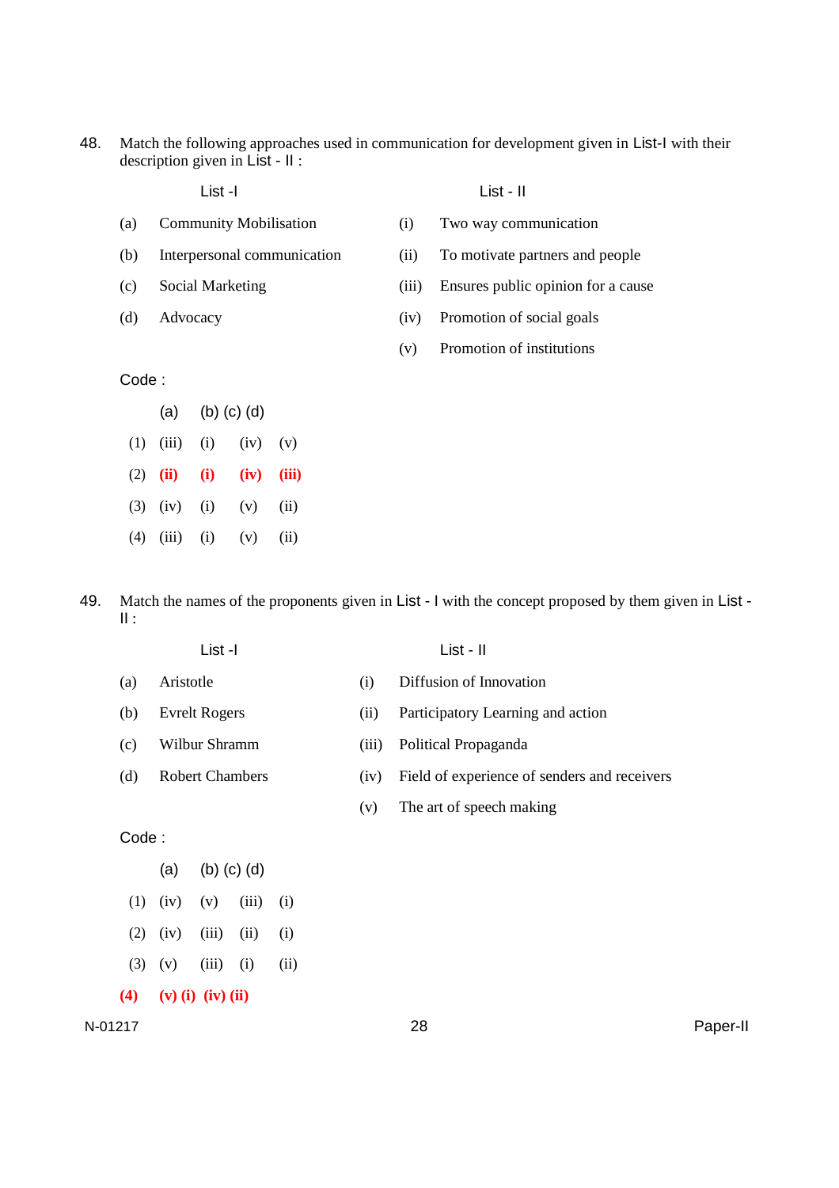48. Match the following approaches used in communication for development given in List-I with their description given in List - II :

| | List -I | | List - II |
|---|---|---|---|
| (a) | Community Mobilisation | (i) | Two way communication |
| (b) | Interpersonal communication | (ii) | To motivate partners and people |
| (c) | Social Marketing | (iii) | Ensures public opinion for a cause |
| (d) | Advocacy | (iv) | Promotion of social goals |
| | | (v) | Promotion of institutions |

Code :

| | (a) | (b) | (c) | (d) |
|---|---|---|---|---|
| (1) | (iii) | (i) | (iv) | (v) |
| **(2)** | **(ii)** | **(i)** | **(iv)** | **(iii)** |
| (3) | (iv) | (i) | (v) | (ii) |
| (4) | (iii) | (i) | (v) | (ii) |

49. Match the names of the proponents given in List - I with the concept proposed by them given in List - II :

| | List -I | | List - II |
|---|---|---|---|
| (a) | Aristotle | (i) | Diffusion of Innovation |
| (b) | Evrelt Rogers | (ii) | Participatory Learning and action |
| (c) | Wilbur Shramm | (iii) | Political Propaganda |
| (d) | Robert Chambers | (iv) | Field of experience of senders and receivers |
| | | (v) | The art of speech making |

Code :

| | (a) | (b) | (c) | (d) |
|---|---|---|---|---|
| (1) | (iv) | (v) | (iii) | (i) |
| (2) | (iv) | (iii) | (ii) | (i) |
| (3) | (v) | (iii) | (i) | (ii) |
| **(4)** | **(v)** | **(i)** | **(iv)** | **(ii)** |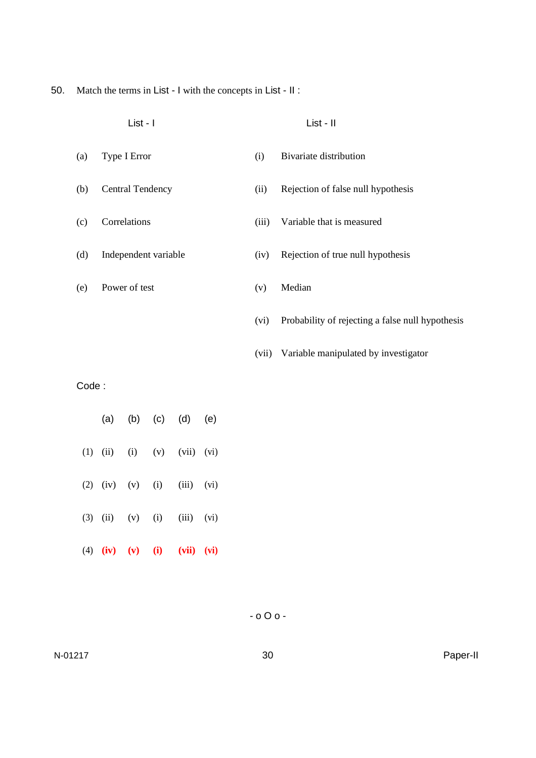50. Match the terms in List - I with the concepts in List - II :

| List - I | List - II |
|---|---|
| (a) Type I Error | (i) Bivariate distribution |
| (b) Central Tendency | (ii) Rejection of false null hypothesis |
| (c) Correlations | (iii) Variable that is measured |
| (d) Independent variable | (iv) Rejection of true null hypothesis |
| (e) Power of test | (v) Median |
| | (vi) Probability of rejecting a false null hypothesis |
| | (vii) Variable manipulated by investigator |

Code :

| | (a) | (b) | (c) | (d) | (e) |
|---|---|---|---|---|---|
| (1) | (ii) | (i) | (v) | (vii) | (vi) |
| (2) | (iv) | (v) | (i) | (iii) | (vi) |
| (3) | (ii) | (v) | (i) | (iii) | (vi) |
| (4) | **(iv)** | **(v)** | **(i)** | **(vii)** | **(vi)** |

- o O o -